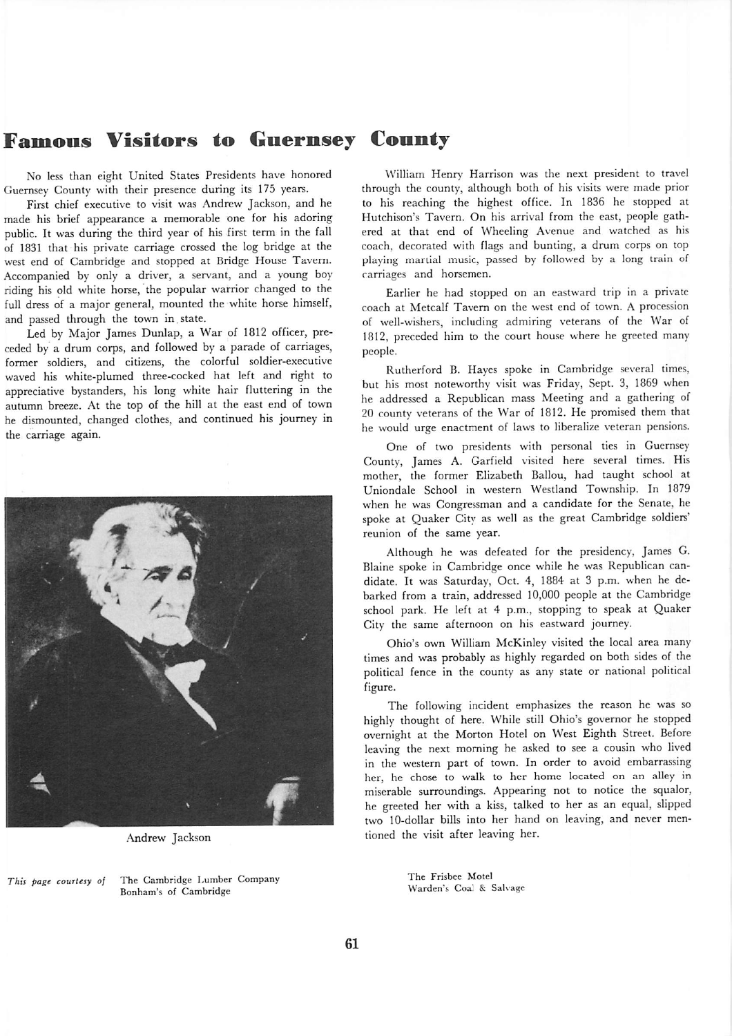# Famous Visitors to Guernsey County

No less than eight United States Presidents have honored Guernsey County with their presence during its 175 years.

First chief executive to visit was Andrew Jackson, and he made his brief appearance a memorable one for his adoring public. It was during the third year of his first term in the fall of 1831 that his private carriage crossed the log bridge at the west end of Cambridge and stopped at Bridge House Tavern. Accompanied by only a driver, a servant, and a young boy riding his old white horse, the popular warrior changed to the full dress of a major general, mounted the white horse himself, and passed through the town in state.

Led by Major James Dunlap, a War of 1812 officer, preceded by a drum corps, and followed by a parade of carriages, former soldiers, and citizens, the colorful soldier-executive waved his white-plumed three-cocked hat left and right to appreciative bystanders, his long white hair fluttering in the autumn breeze. At the top of the hill at the east end of town he dismounted, changed clothes, and continued his journey in the carriage again.

Andrew Jackson

William Henry Harrison was the next president to travel through the county, although both of his visits were made prior to his reaching the highest office. In 1836 he stopped at Hutchison's Tavern. On his arrival from the east, people gathered at that end of Wheeling Avenue and watched as his coach, decorated with flags and bunting, a drum corps on top playing martial music, passed by followed by a long train of carriages and horsemen.

Earlier he had stopped on an eastward trip in a private coach at Metcalf Tavern on the west end of town. A procession of well-wishers, including admiring veterans of the War of 1812, preceded him to the court house where he greeted many people.

Rutherford B. Hayes spoke in Cambridge several times, but his most noteworthy visit was Friday, Sept. 3, 1869 when he addressed a Republican mass Meeting and a gathering of 20 county veterans of the War of 1812. He promised them that he would urge enactment of laws to liberalize veteran pensions.

One of two presidents with personal ties in Guernsey County, James A. Garfield visited here several times. His mother, the former Elizabeth Ballou, had taught school at Uniondale School in western Westland Township. In 1879 when he was Congressman and a candidate for the Senate, he spoke at Quaker City as well as the great Cambridge soldiers' reunion of the same year.

Although he was defeated for the presidency, James G. Blaine spoke in Cambridge once while he was Republican candidate. It was Saturday, Oct. 4, 1884 at 3 p.m. when he debarked from a train, addressed 10,000 people at the Cambridge school park. He left at 4 p.m., stopping to speak at Quaker City the same afternoon on his eastward journey.

Ohio's own William McKinley visited the local area many times and was probably as highly regarded on both sides of the political fence in the county as any state or national political figure.

The following incident emphasizes the reason he was so highly thought of here. While still Ohio's governor he stopped overnight at the Morton Hotel on West Eighth Street. Before leaving the next morning he asked to see a cousin who lived in the western part of town. In order to avoid embarrassing her, he chose to walk to her home located on an alley in miserable surroundings. Appearing not to notice the squalor, he greeted her with a kiss, talked to her as an equal, slipped two 10-dollar bills into her hand on leaving, and never mentioned the visit after leaving her.

*This page courtesy of* The Cambridge Lumber Company
Bonham's of Cambridge
The Frisbee Motel
Warden's Coal & Salvage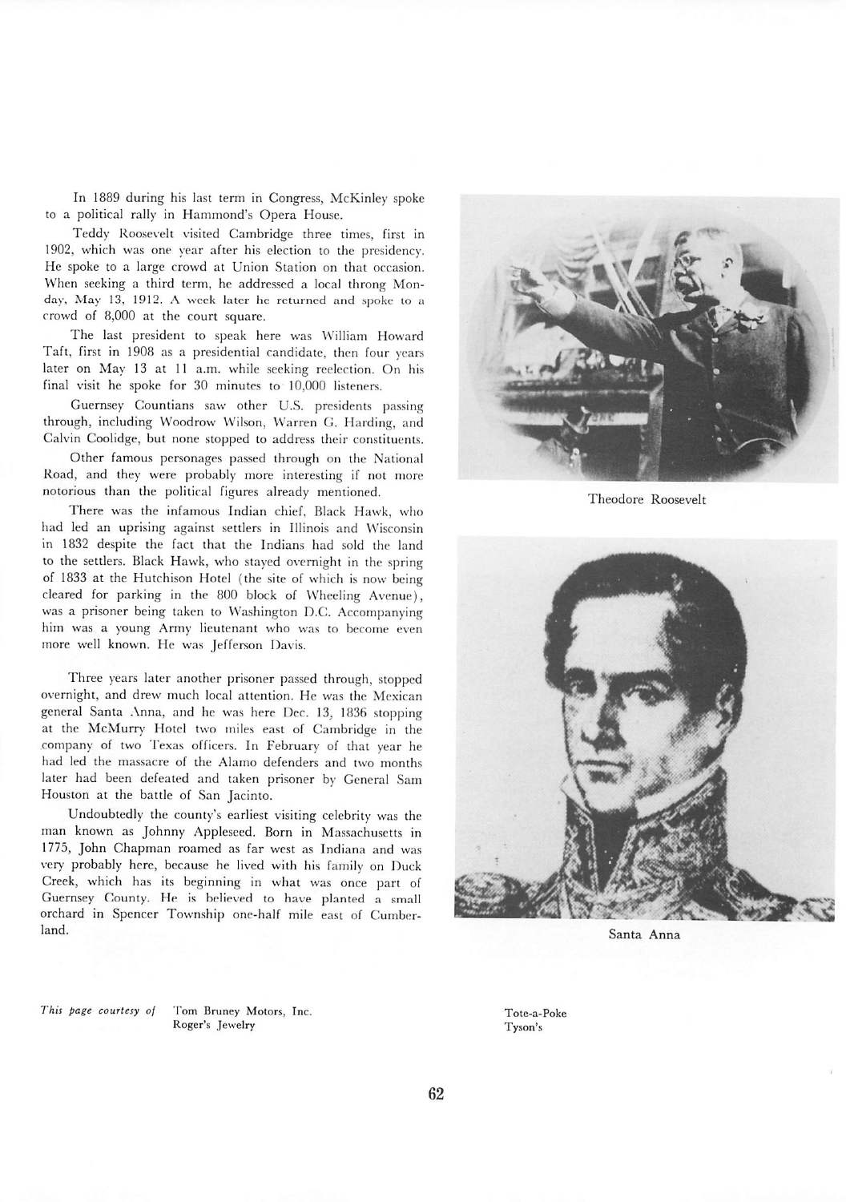In 1889 during his last term in Congress, McKinley spoke to a political rally in Hammond's Opera House.

Teddy Roosevelt visited Cambridge three times, first in 1902, which was one year after his election to the presidency. He spoke to a large crowd at Union Station on that occasion. When seeking a third term, he addressed a local throng Monday, May 13, 1912. A week later he returned and spoke to a crowd of 8,000 at the court square.

The last president to speak here was William Howard Taft, first in 1908 as a presidential candidate, then four years later on May 13 at 11 a.m. while seeking reelection. On his final visit he spoke for 30 minutes to 10,000 listeners.

Guernsey Countians saw other U.S. presidents passing through, including Woodrow Wilson, Warren G. Harding, and Calvin Coolidge, but none stopped to address their constituents.

Other famous personages passed through on the National Road, and they were probably more interesting if not more notorious than the political figures already mentioned.

There was the infamous Indian chief, Black Hawk, who had led an uprising against settlers in Illinois and Wisconsin in 1832 despite the fact that the Indians had sold the land to the settlers. Black Hawk, who stayed overnight in the spring of 1833 at the Hutchison Hotel (the site of which is now being cleared for parking in the 800 block of Wheeling Avenue), was a prisoner being taken to Washington D.C. Accompanying him was a young Army lieutenant who was to become even more well known. He was Jefferson Davis.

Three years later another prisoner passed through, stopped overnight, and drew much local attention. He was the Mexican general Santa Anna, and he was here Dec. 13, 1836 stopping at the McMurry Hotel two miles east of Cambridge in the company of two Texas officers. In February of that year he had led the massacre of the Alamo defenders and two months later had been defeated and taken prisoner by General Sam Houston at the battle of San Jacinto.

Undoubtedly the county's earliest visiting celebrity was the man known as Johnny Appleseed. Born in Massachusetts in 1775, John Chapman roamed as far west as Indiana and was very probably here, because he lived with his family on Duck Creek, which has its beginning in what was once part of Guernsey County. He is believed to have planted a small orchard in Spencer Township one-half mile east of Cumberland.

Theodore Roosevelt

Santa Anna

*This page courtesy of* Tom Bruney Motors, Inc.
Roger's Jewelry
Tote-a-Poke
Tyson's